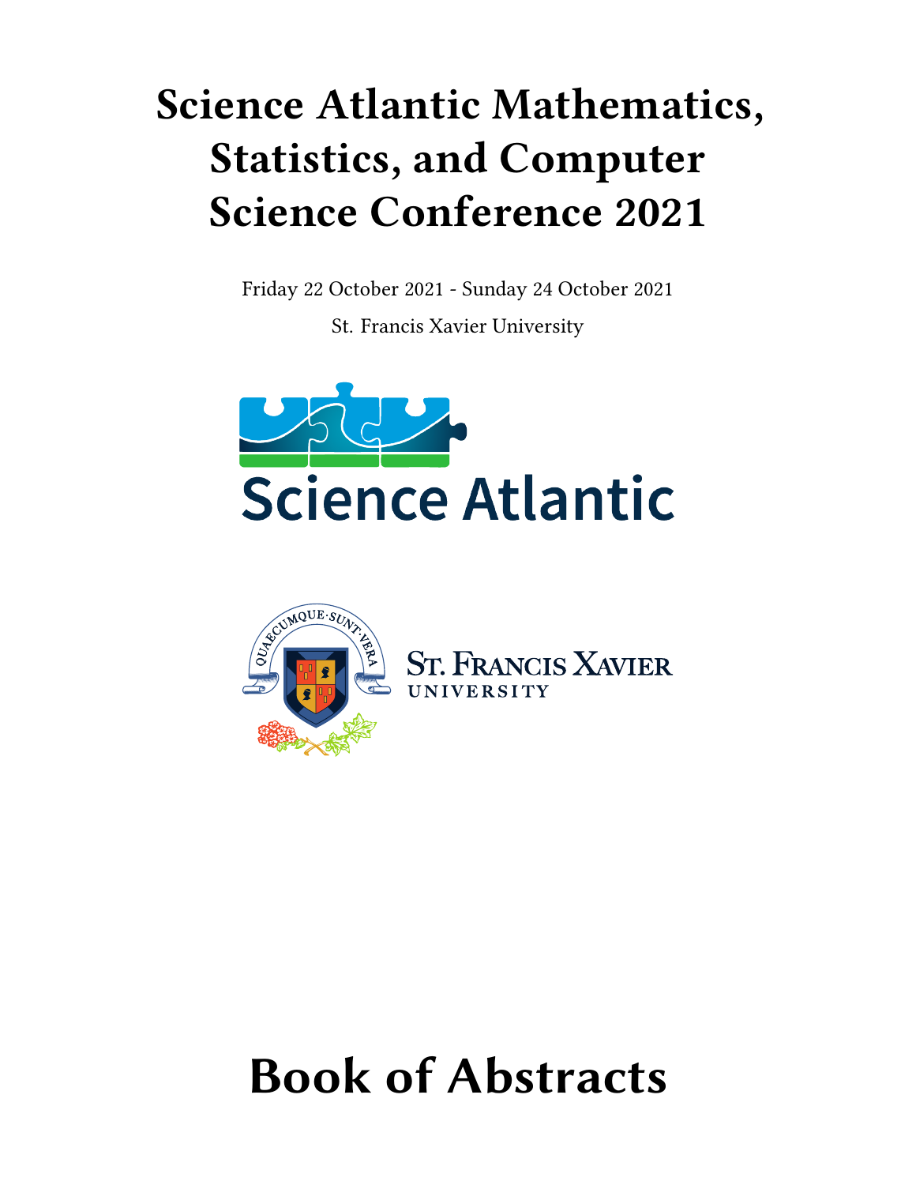# Science Atlantic Mathematics, Statistics, and Computer Science Conference 2021

Friday 22 October 2021 - Sunday 24 October 2021

St. Francis Xavier University

# Book of Abstracts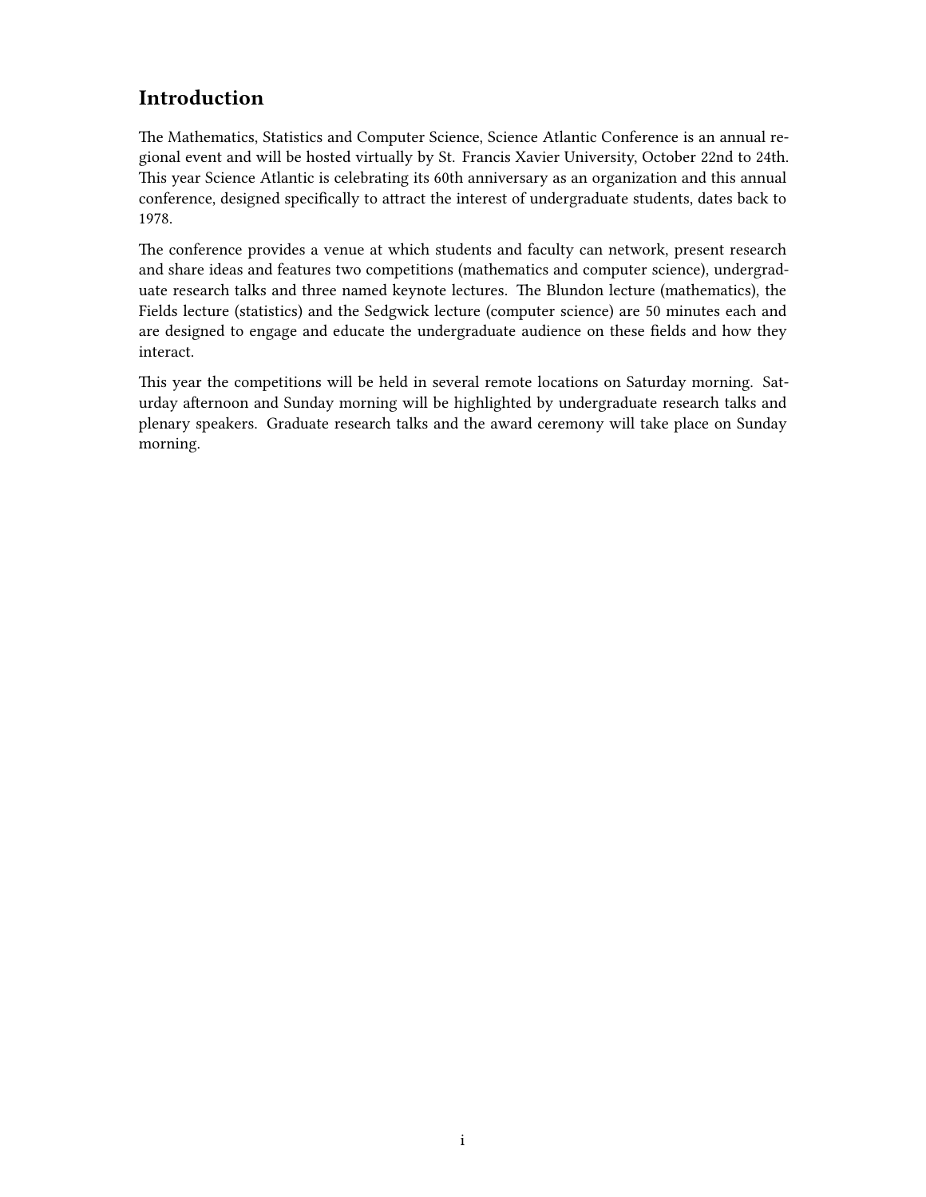## Introduction

The Mathematics, Statistics and Computer Science, Science Atlantic Conference is an annual regional event and will be hosted virtually by St. Francis Xavier University, October 22nd to 24th. This year Science Atlantic is celebrating its 60th anniversary as an organization and this annual conference, designed specifically to attract the interest of undergraduate students, dates back to 1978.

The conference provides a venue at which students and faculty can network, present research and share ideas and features two competitions (mathematics and computer science), undergraduate research talks and three named keynote lectures. The Blundon lecture (mathematics), the Fields lecture (statistics) and the Sedgwick lecture (computer science) are 50 minutes each and are designed to engage and educate the undergraduate audience on these fields and how they interact.

This year the competitions will be held in several remote locations on Saturday morning. Saturday afternoon and Sunday morning will be highlighted by undergraduate research talks and plenary speakers. Graduate research talks and the award ceremony will take place on Sunday morning.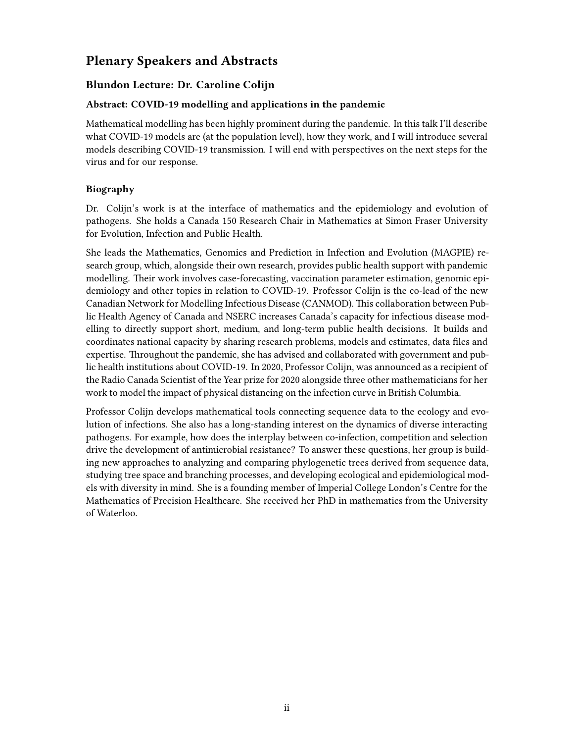# Plenary Speakers and Abstracts

## Blundon Lecture: Dr. Caroline Colijn

### Abstract: COVID-19 modelling and applications in the pandemic

Mathematical modelling has been highly prominent during the pandemic. In this talk I'll describe what COVID-19 models are (at the population level), how they work, and I will introduce several models describing COVID-19 transmission. I will end with perspectives on the next steps for the virus and for our response.

### Biography

Dr. Colijn's work is at the interface of mathematics and the epidemiology and evolution of pathogens. She holds a Canada 150 Research Chair in Mathematics at Simon Fraser University for Evolution, Infection and Public Health.

She leads the Mathematics, Genomics and Prediction in Infection and Evolution (MAGPIE) research group, which, alongside their own research, provides public health support with pandemic modelling. Their work involves case-forecasting, vaccination parameter estimation, genomic epidemiology and other topics in relation to COVID-19. Professor Colijn is the co-lead of the new Canadian Network for Modelling Infectious Disease (CANMOD). This collaboration between Public Health Agency of Canada and NSERC increases Canada's capacity for infectious disease modelling to directly support short, medium, and long-term public health decisions. It builds and coordinates national capacity by sharing research problems, models and estimates, data files and expertise. Throughout the pandemic, she has advised and collaborated with government and public health institutions about COVID-19. In 2020, Professor Colijn, was announced as a recipient of the Radio Canada Scientist of the Year prize for 2020 alongside three other mathematicians for her work to model the impact of physical distancing on the infection curve in British Columbia.

Professor Colijn develops mathematical tools connecting sequence data to the ecology and evolution of infections. She also has a long-standing interest on the dynamics of diverse interacting pathogens. For example, how does the interplay between co-infection, competition and selection drive the development of antimicrobial resistance? To answer these questions, her group is building new approaches to analyzing and comparing phylogenetic trees derived from sequence data, studying tree space and branching processes, and developing ecological and epidemiological models with diversity in mind. She is a founding member of Imperial College London's Centre for the Mathematics of Precision Healthcare. She received her PhD in mathematics from the University of Waterloo.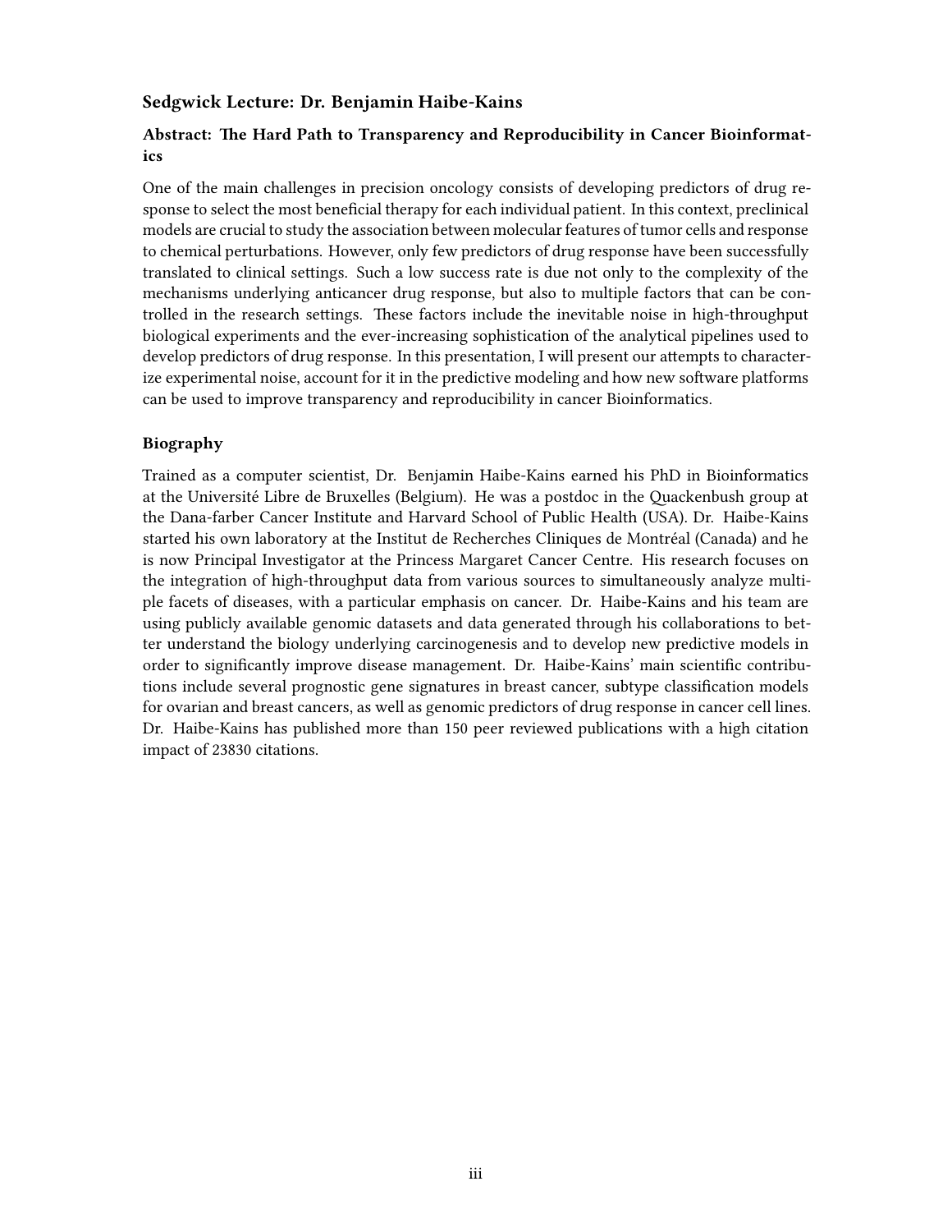### Sedgwick Lecture: Dr. Benjamin Haibe-Kains

#### Abstract: The Hard Path to Transparency and Reproducibility in Cancer Bioinformatics

One of the main challenges in precision oncology consists of developing predictors of drug response to select the most beneficial therapy for each individual patient. In this context, preclinical models are crucial to study the association between molecular features of tumor cells and response to chemical perturbations. However, only few predictors of drug response have been successfully translated to clinical settings. Such a low success rate is due not only to the complexity of the mechanisms underlying anticancer drug response, but also to multiple factors that can be controlled in the research settings. These factors include the inevitable noise in high-throughput biological experiments and the ever-increasing sophistication of the analytical pipelines used to develop predictors of drug response. In this presentation, I will present our attempts to characterize experimental noise, account for it in the predictive modeling and how new software platforms can be used to improve transparency and reproducibility in cancer Bioinformatics.

#### Biography

Trained as a computer scientist, Dr. Benjamin Haibe-Kains earned his PhD in Bioinformatics at the Université Libre de Bruxelles (Belgium). He was a postdoc in the Quackenbush group at the Dana-farber Cancer Institute and Harvard School of Public Health (USA). Dr. Haibe-Kains started his own laboratory at the Institut de Recherches Cliniques de Montréal (Canada) and he is now Principal Investigator at the Princess Margaret Cancer Centre. His research focuses on the integration of high-throughput data from various sources to simultaneously analyze multiple facets of diseases, with a particular emphasis on cancer. Dr. Haibe-Kains and his team are using publicly available genomic datasets and data generated through his collaborations to better understand the biology underlying carcinogenesis and to develop new predictive models in order to significantly improve disease management. Dr. Haibe-Kains' main scientific contributions include several prognostic gene signatures in breast cancer, subtype classification models for ovarian and breast cancers, as well as genomic predictors of drug response in cancer cell lines. Dr. Haibe-Kains has published more than 150 peer reviewed publications with a high citation impact of 23830 citations.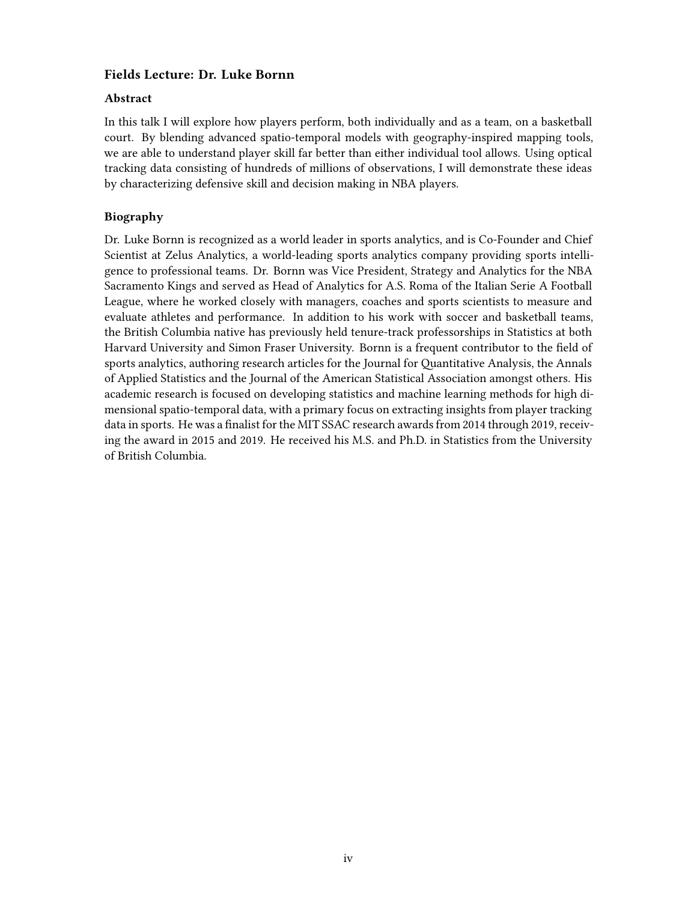### Fields Lecture: Dr. Luke Bornn

#### Abstract

In this talk I will explore how players perform, both individually and as a team, on a basketball court. By blending advanced spatio-temporal models with geography-inspired mapping tools, we are able to understand player skill far better than either individual tool allows. Using optical tracking data consisting of hundreds of millions of observations, I will demonstrate these ideas by characterizing defensive skill and decision making in NBA players.

#### Biography

Dr. Luke Bornn is recognized as a world leader in sports analytics, and is Co-Founder and Chief Scientist at Zelus Analytics, a world-leading sports analytics company providing sports intelligence to professional teams. Dr. Bornn was Vice President, Strategy and Analytics for the NBA Sacramento Kings and served as Head of Analytics for A.S. Roma of the Italian Serie A Football League, where he worked closely with managers, coaches and sports scientists to measure and evaluate athletes and performance. In addition to his work with soccer and basketball teams, the British Columbia native has previously held tenure-track professorships in Statistics at both Harvard University and Simon Fraser University. Bornn is a frequent contributor to the field of sports analytics, authoring research articles for the Journal for Quantitative Analysis, the Annals of Applied Statistics and the Journal of the American Statistical Association amongst others. His academic research is focused on developing statistics and machine learning methods for high dimensional spatio-temporal data, with a primary focus on extracting insights from player tracking data in sports. He was a finalist for the MIT SSAC research awards from 2014 through 2019, receiving the award in 2015 and 2019. He received his M.S. and Ph.D. in Statistics from the University of British Columbia.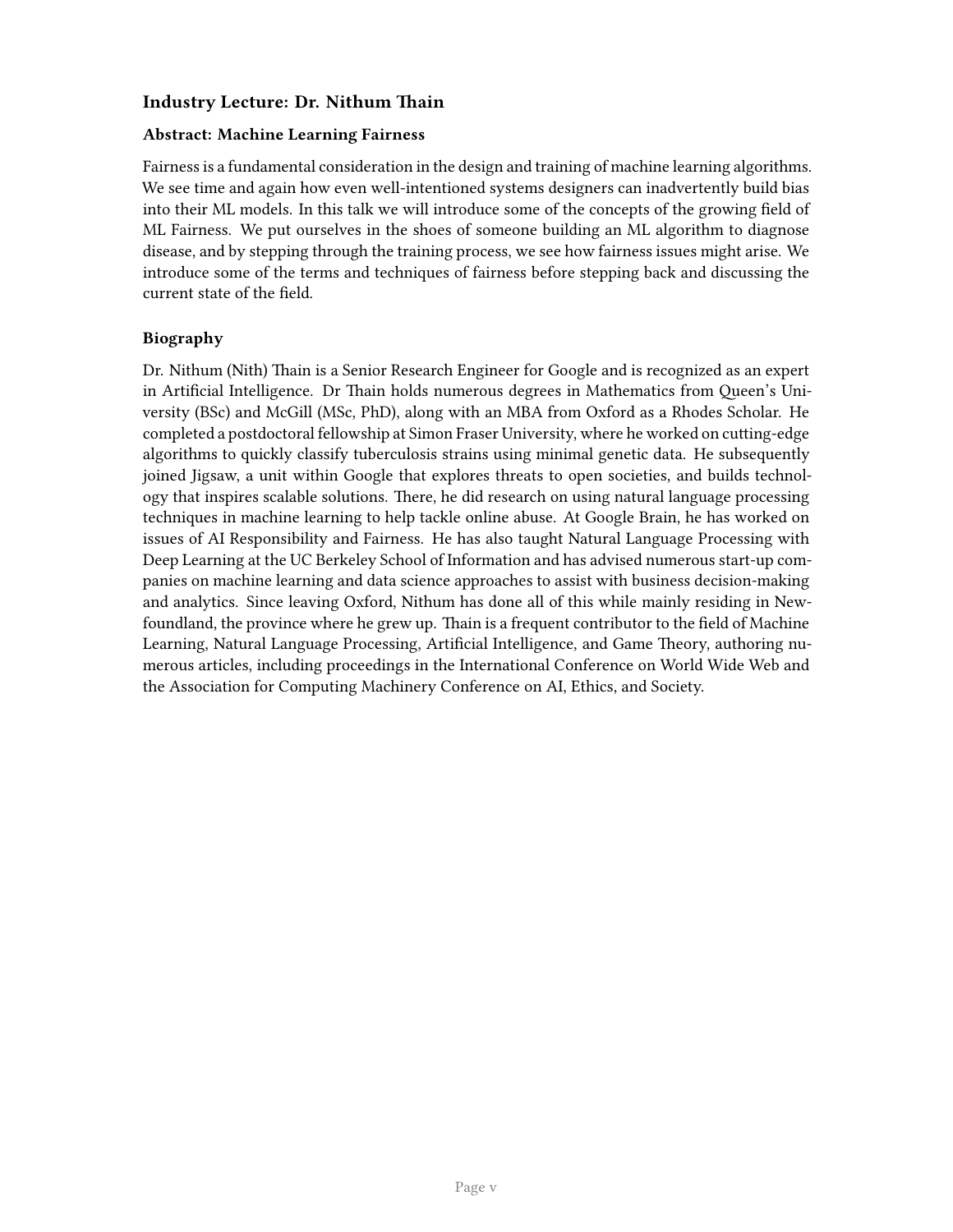### Industry Lecture: Dr. Nithum Thain

#### Abstract: Machine Learning Fairness

Fairness is a fundamental consideration in the design and training of machine learning algorithms. We see time and again how even well-intentioned systems designers can inadvertently build bias into their ML models. In this talk we will introduce some of the concepts of the growing field of ML Fairness. We put ourselves in the shoes of someone building an ML algorithm to diagnose disease, and by stepping through the training process, we see how fairness issues might arise. We introduce some of the terms and techniques of fairness before stepping back and discussing the current state of the field.

#### Biography

Dr. Nithum (Nith) Thain is a Senior Research Engineer for Google and is recognized as an expert in Artificial Intelligence. Dr Thain holds numerous degrees in Mathematics from Queen's University (BSc) and McGill (MSc, PhD), along with an MBA from Oxford as a Rhodes Scholar. He completed a postdoctoral fellowship at Simon Fraser University, where he worked on cutting-edge algorithms to quickly classify tuberculosis strains using minimal genetic data. He subsequently joined Jigsaw, a unit within Google that explores threats to open societies, and builds technology that inspires scalable solutions. There, he did research on using natural language processing techniques in machine learning to help tackle online abuse. At Google Brain, he has worked on issues of AI Responsibility and Fairness. He has also taught Natural Language Processing with Deep Learning at the UC Berkeley School of Information and has advised numerous start-up companies on machine learning and data science approaches to assist with business decision-making and analytics. Since leaving Oxford, Nithum has done all of this while mainly residing in Newfoundland, the province where he grew up. Thain is a frequent contributor to the field of Machine Learning, Natural Language Processing, Artificial Intelligence, and Game Theory, authoring numerous articles, including proceedings in the International Conference on World Wide Web and the Association for Computing Machinery Conference on AI, Ethics, and Society.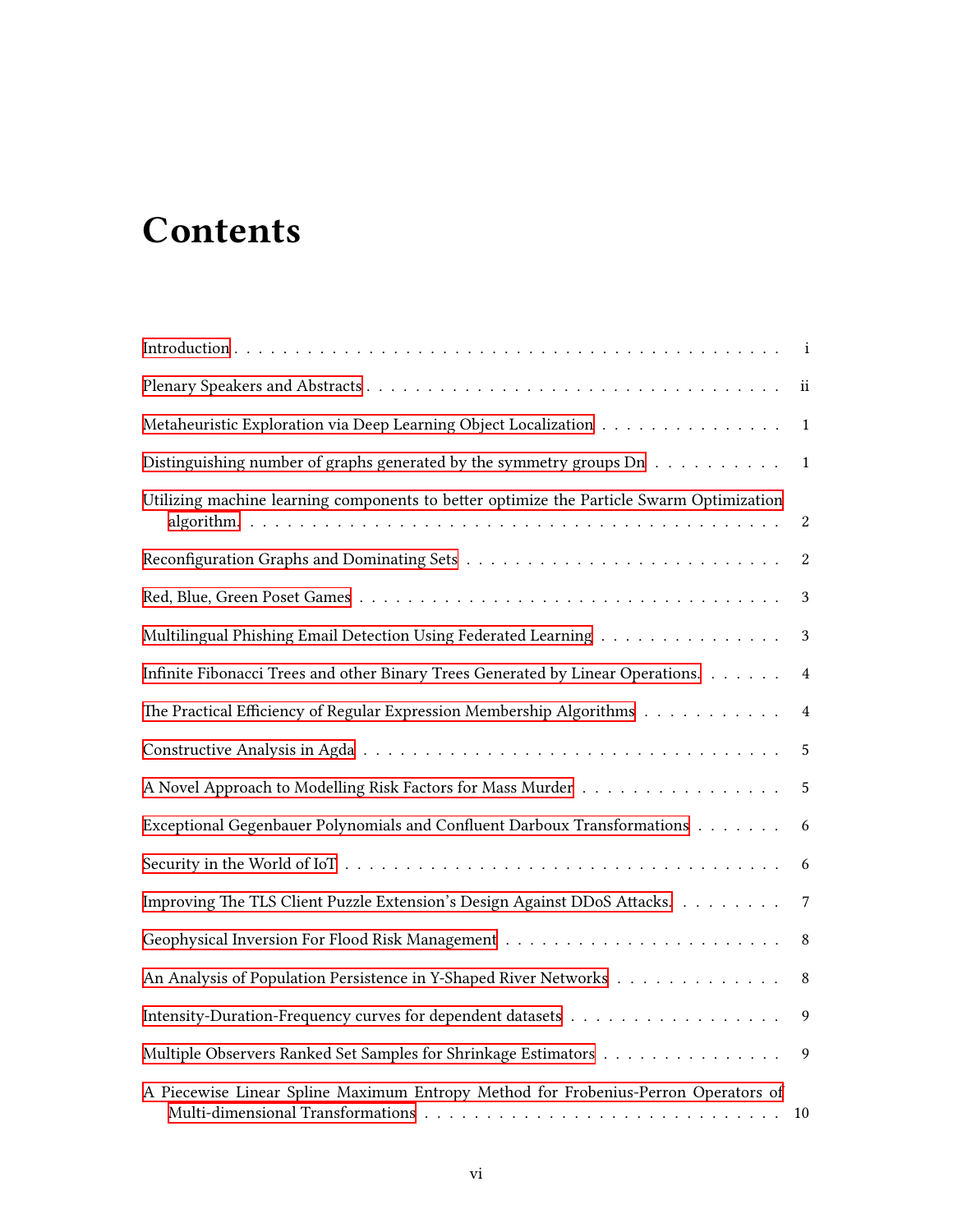# Contents

Introduction . . . . . . . . . . . . . . . . . . . . . . . . . . . . . . . . . . . . . . . . . . . . i

Plenary Speakers and Abstracts . . . . . . . . . . . . . . . . . . . . . . . . . . . . . . . . . . ii

Metaheuristic Exploration via Deep Learning Object Localization . . . . . . . . . . . . . . . . 1

Distinguishing number of graphs generated by the symmetry groups Dn . . . . . . . . . . . 1

Utilizing machine learning components to better optimize the Particle Swarm Optimization algorithm. . . . . . . . . . . . . . . . . . . . . . . . . . . . . . . . . . . . . . . . . . . 2

Reconfiguration Graphs and Dominating Sets . . . . . . . . . . . . . . . . . . . . . . . . . . 2

Red, Blue, Green Poset Games . . . . . . . . . . . . . . . . . . . . . . . . . . . . . . . . . . 3

Multilingual Phishing Email Detection Using Federated Learning . . . . . . . . . . . . . . . 3

Infinite Fibonacci Trees and other Binary Trees Generated by Linear Operations. . . . . . . 4

The Practical Efficiency of Regular Expression Membership Algorithms . . . . . . . . . . . 4

Constructive Analysis in Agda . . . . . . . . . . . . . . . . . . . . . . . . . . . . . . . . . 5

A Novel Approach to Modelling Risk Factors for Mass Murder . . . . . . . . . . . . . . . . . 5

Exceptional Gegenbauer Polynomials and Confluent Darboux Transformations . . . . . . . . 6

Security in the World of IoT . . . . . . . . . . . . . . . . . . . . . . . . . . . . . . . . . . . 6

Improving The TLS Client Puzzle Extension's Design Against DDoS Attacks. . . . . . . . . 7

Geophysical Inversion For Flood Risk Management . . . . . . . . . . . . . . . . . . . . . . . 8

An Analysis of Population Persistence in Y-Shaped River Networks . . . . . . . . . . . . . 8

Intensity-Duration-Frequency curves for dependent datasets . . . . . . . . . . . . . . . . . . 9

Multiple Observers Ranked Set Samples for Shrinkage Estimators . . . . . . . . . . . . . . . 9

A Piecewise Linear Spline Maximum Entropy Method for Frobenius-Perron Operators of Multi-dimensional Transformations . . . . . . . . . . . . . . . . . . . . . . . . . . . . . 10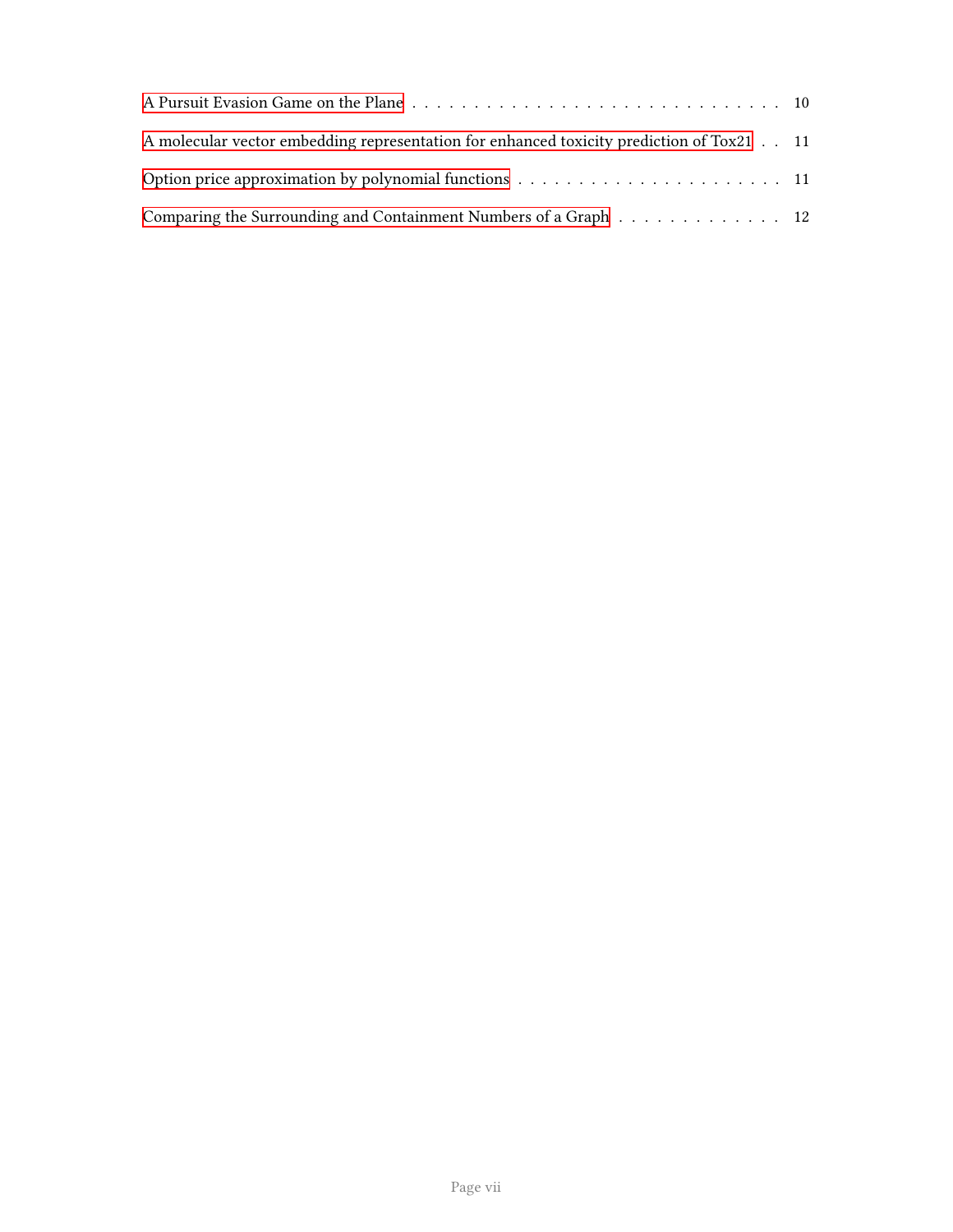A Pursuit Evasion Game on the Plane . . . . . . . . . . . . . . . . . . . . . . . . . . . . . . 10

A molecular vector embedding representation for enhanced toxicity prediction of Tox21 . . 11

Option price approximation by polynomial functions . . . . . . . . . . . . . . . . . . . . . . 11

Comparing the Surrounding and Containment Numbers of a Graph . . . . . . . . . . . . . 12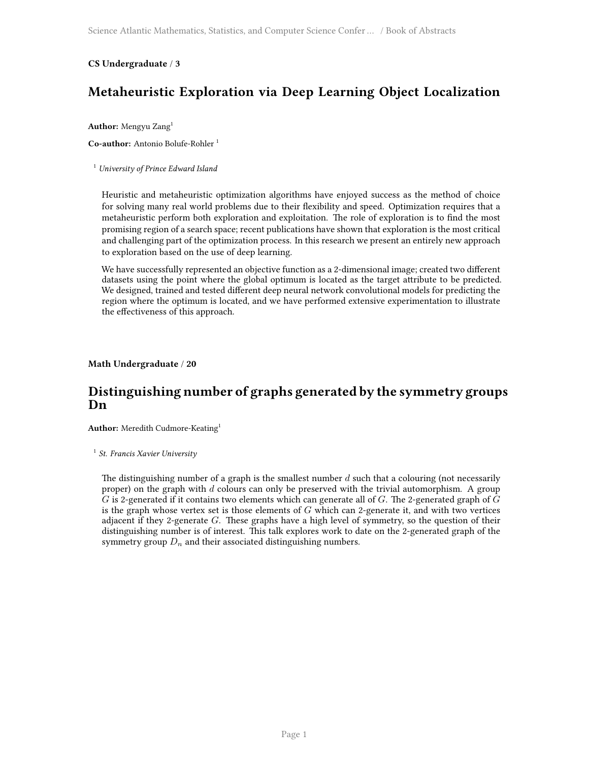**CS Undergraduate** / **3**

## Metaheuristic Exploration via Deep Learning Object Localization

**Author:** Mengyu Zang[1]

**Co-author:** Antonio Bolufe-Rohler [1]

[1] *University of Prince Edward Island*

Heuristic and metaheuristic optimization algorithms have enjoyed success as the method of choice for solving many real world problems due to their flexibility and speed. Optimization requires that a metaheuristic perform both exploration and exploitation. The role of exploration is to find the most promising region of a search space; recent publications have shown that exploration is the most critical and challenging part of the optimization process. In this research we present an entirely new approach to exploration based on the use of deep learning.

We have successfully represented an objective function as a 2-dimensional image; created two different datasets using the point where the global optimum is located as the target attribute to be predicted. We designed, trained and tested different deep neural network convolutional models for predicting the region where the optimum is located, and we have performed extensive experimentation to illustrate the effectiveness of this approach.

**Math Undergraduate** / **20**

## Distinguishing number of graphs generated by the symmetry groups Dn

**Author:** Meredith Cudmore-Keating[1]

[1] *St. Francis Xavier University*

The distinguishing number of a graph is the smallest number $d$ such that a colouring (not necessarily proper) on the graph with $d$ colours can only be preserved with the trivial automorphism. A group $G$ is 2-generated if it contains two elements which can generate all of $G$. The 2-generated graph of $G$ is the graph whose vertex set is those elements of $G$ which can 2-generate it, and with two vertices adjacent if they 2-generate $G$. These graphs have a high level of symmetry, so the question of their distinguishing number is of interest. This talk explores work to date on the 2-generated graph of the symmetry group $D_n$ and their associated distinguishing numbers.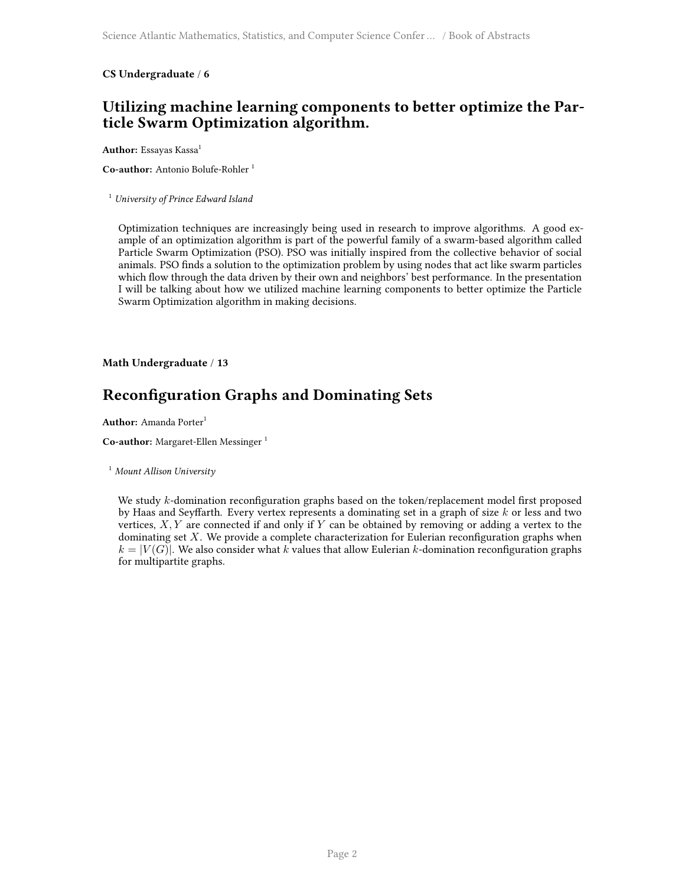**CS Undergraduate / 6**

## Utilizing machine learning components to better optimize the Particle Swarm Optimization algorithm.

**Author:** Essayas Kassa[1]

**Co-author:** Antonio Bolufe-Rohler [1]

[1] *University of Prince Edward Island*

Optimization techniques are increasingly being used in research to improve algorithms. A good example of an optimization algorithm is part of the powerful family of a swarm-based algorithm called Particle Swarm Optimization (PSO). PSO was initially inspired from the collective behavior of social animals. PSO finds a solution to the optimization problem by using nodes that act like swarm particles which flow through the data driven by their own and neighbors' best performance. In the presentation I will be talking about how we utilized machine learning components to better optimize the Particle Swarm Optimization algorithm in making decisions.

**Math Undergraduate / 13**

## Reconfiguration Graphs and Dominating Sets

**Author:** Amanda Porter[1]

**Co-author:** Margaret-Ellen Messinger [1]

[1] *Mount Allison University*

We study $k$-domination reconfiguration graphs based on the token/replacement model first proposed by Haas and Seyffarth. Every vertex represents a dominating set in a graph of size $k$ or less and two vertices, $X, Y$ are connected if and only if $Y$ can be obtained by removing or adding a vertex to the dominating set $X$. We provide a complete characterization for Eulerian reconfiguration graphs when $k = |V(G)|$. We also consider what $k$ values that allow Eulerian $k$-domination reconfiguration graphs for multipartite graphs.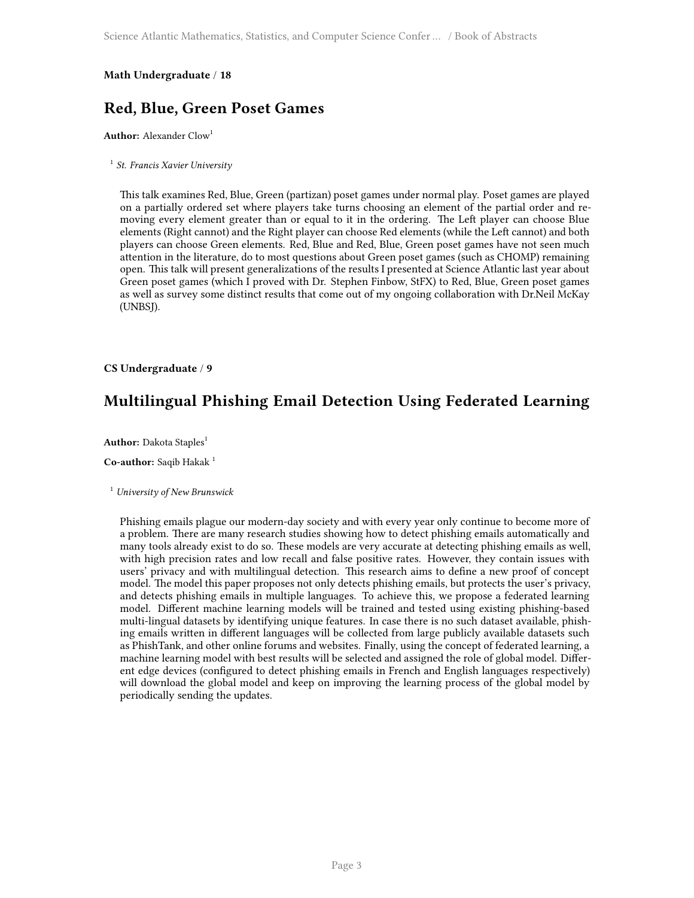**Math Undergraduate / 18**

## Red, Blue, Green Poset Games

**Author:** Alexander Clow[1]

[1] *St. Francis Xavier University*

This talk examines Red, Blue, Green (partizan) poset games under normal play. Poset games are played on a partially ordered set where players take turns choosing an element of the partial order and removing every element greater than or equal to it in the ordering. The Left player can choose Blue elements (Right cannot) and the Right player can choose Red elements (while the Left cannot) and both players can choose Green elements. Red, Blue and Red, Blue, Green poset games have not seen much attention in the literature, do to most questions about Green poset games (such as CHOMP) remaining open. This talk will present generalizations of the results I presented at Science Atlantic last year about Green poset games (which I proved with Dr. Stephen Finbow, StFX) to Red, Blue, Green poset games as well as survey some distinct results that come out of my ongoing collaboration with Dr.Neil McKay (UNBSJ).

**CS Undergraduate / 9**

## Multilingual Phishing Email Detection Using Federated Learning

**Author:** Dakota Staples[1]

**Co-author:** Saqib Hakak [1]

[1] *University of New Brunswick*

Phishing emails plague our modern-day society and with every year only continue to become more of a problem. There are many research studies showing how to detect phishing emails automatically and many tools already exist to do so. These models are very accurate at detecting phishing emails as well, with high precision rates and low recall and false positive rates. However, they contain issues with users' privacy and with multilingual detection. This research aims to define a new proof of concept model. The model this paper proposes not only detects phishing emails, but protects the user's privacy, and detects phishing emails in multiple languages. To achieve this, we propose a federated learning model. Different machine learning models will be trained and tested using existing phishing-based multi-lingual datasets by identifying unique features. In case there is no such dataset available, phishing emails written in different languages will be collected from large publicly available datasets such as PhishTank, and other online forums and websites. Finally, using the concept of federated learning, a machine learning model with best results will be selected and assigned the role of global model. Different edge devices (configured to detect phishing emails in French and English languages respectively) will download the global model and keep on improving the learning process of the global model by periodically sending the updates.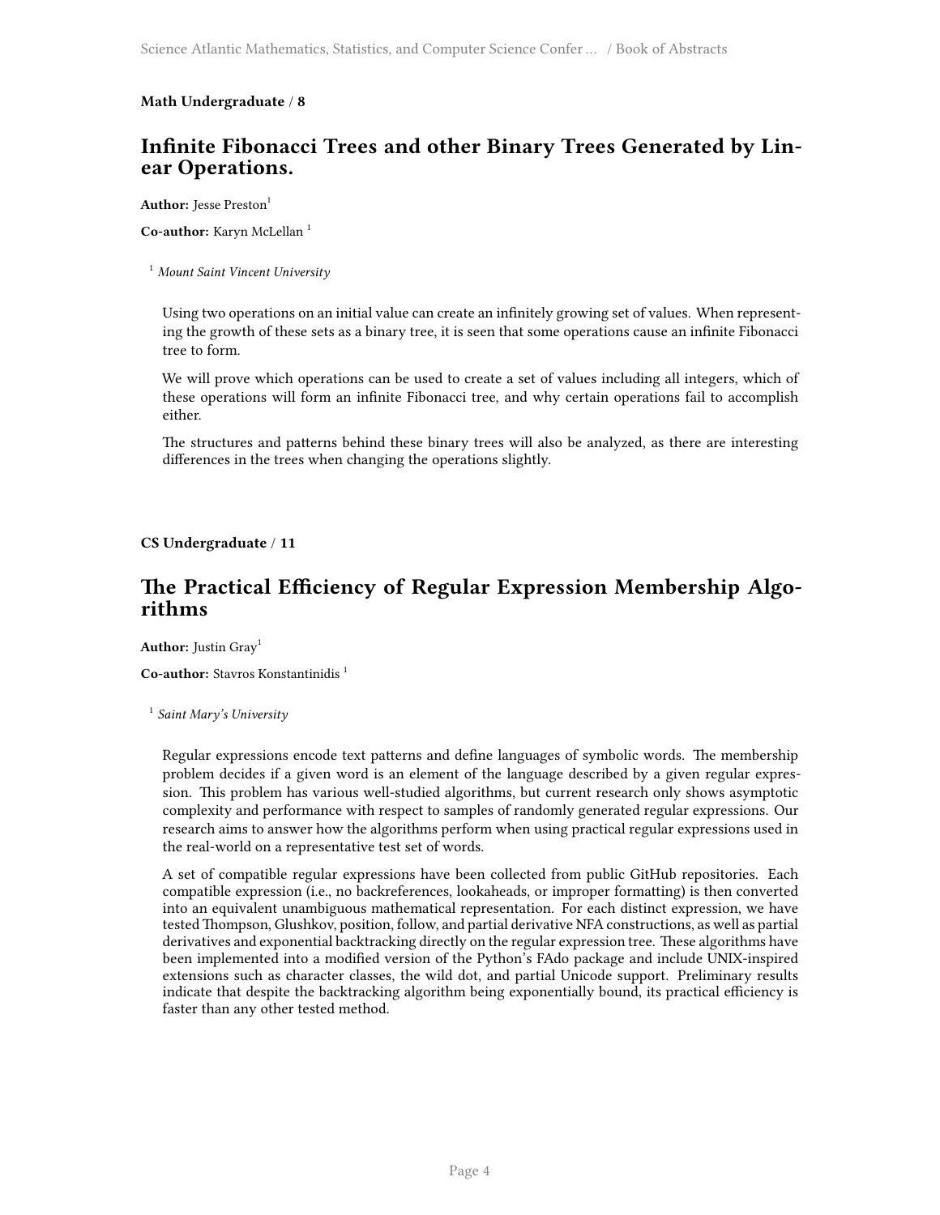**Math Undergraduate / 8**

## Infinite Fibonacci Trees and other Binary Trees Generated by Linear Operations.

**Author:** Jesse Preston[1]

**Co-author:** Karyn McLellan [1]

[1] *Mount Saint Vincent University*

Using two operations on an initial value can create an infinitely growing set of values. When representing the growth of these sets as a binary tree, it is seen that some operations cause an infinite Fibonacci tree to form.

We will prove which operations can be used to create a set of values including all integers, which of these operations will form an infinite Fibonacci tree, and why certain operations fail to accomplish either.

The structures and patterns behind these binary trees will also be analyzed, as there are interesting differences in the trees when changing the operations slightly.

**CS Undergraduate / 11**

## The Practical Efficiency of Regular Expression Membership Algorithms

**Author:** Justin Gray[1]

**Co-author:** Stavros Konstantinidis [1]

[1] *Saint Mary's University*

Regular expressions encode text patterns and define languages of symbolic words. The membership problem decides if a given word is an element of the language described by a given regular expression. This problem has various well-studied algorithms, but current research only shows asymptotic complexity and performance with respect to samples of randomly generated regular expressions. Our research aims to answer how the algorithms perform when using practical regular expressions used in the real-world on a representative test set of words.

A set of compatible regular expressions have been collected from public GitHub repositories. Each compatible expression (i.e., no backreferences, lookaheads, or improper formatting) is then converted into an equivalent unambiguous mathematical representation. For each distinct expression, we have tested Thompson, Glushkov, position, follow, and partial derivative NFA constructions, as well as partial derivatives and exponential backtracking directly on the regular expression tree. These algorithms have been implemented into a modified version of the Python's FAdo package and include UNIX-inspired extensions such as character classes, the wild dot, and partial Unicode support. Preliminary results indicate that despite the backtracking algorithm being exponentially bound, its practical efficiency is faster than any other tested method.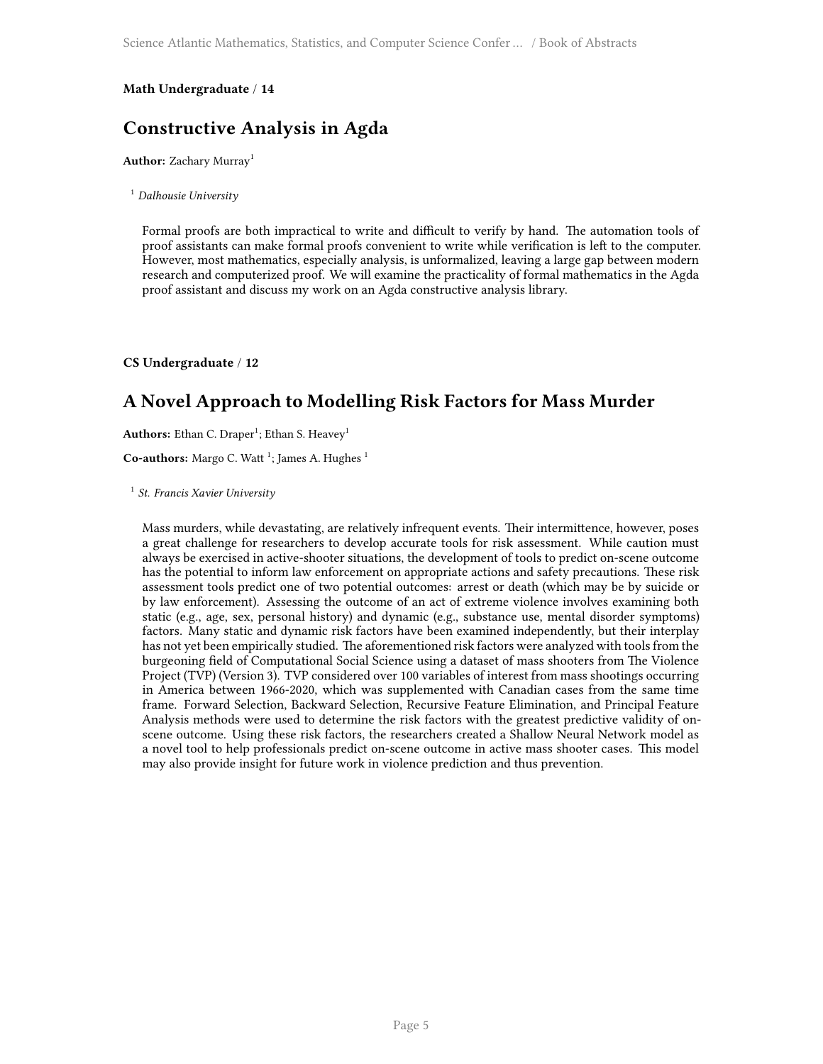**Math Undergraduate / 14**

## Constructive Analysis in Agda

**Author:** Zachary Murray[1]

[1] *Dalhousie University*

Formal proofs are both impractical to write and difficult to verify by hand. The automation tools of proof assistants can make formal proofs convenient to write while verification is left to the computer. However, most mathematics, especially analysis, is unformalized, leaving a large gap between modern research and computerized proof. We will examine the practicality of formal mathematics in the Agda proof assistant and discuss my work on an Agda constructive analysis library.

**CS Undergraduate / 12**

## A Novel Approach to Modelling Risk Factors for Mass Murder

**Authors:** Ethan C. Draper[1]; Ethan S. Heavey[1]

**Co-authors:** Margo C. Watt [1]; James A. Hughes [1]

[1] *St. Francis Xavier University*

Mass murders, while devastating, are relatively infrequent events. Their intermittence, however, poses a great challenge for researchers to develop accurate tools for risk assessment. While caution must always be exercised in active-shooter situations, the development of tools to predict on-scene outcome has the potential to inform law enforcement on appropriate actions and safety precautions. These risk assessment tools predict one of two potential outcomes: arrest or death (which may be by suicide or by law enforcement). Assessing the outcome of an act of extreme violence involves examining both static (e.g., age, sex, personal history) and dynamic (e.g., substance use, mental disorder symptoms) factors. Many static and dynamic risk factors have been examined independently, but their interplay has not yet been empirically studied. The aforementioned risk factors were analyzed with tools from the burgeoning field of Computational Social Science using a dataset of mass shooters from The Violence Project (TVP) (Version 3). TVP considered over 100 variables of interest from mass shootings occurring in America between 1966-2020, which was supplemented with Canadian cases from the same time frame. Forward Selection, Backward Selection, Recursive Feature Elimination, and Principal Feature Analysis methods were used to determine the risk factors with the greatest predictive validity of on-scene outcome. Using these risk factors, the researchers created a Shallow Neural Network model as a novel tool to help professionals predict on-scene outcome in active mass shooter cases. This model may also provide insight for future work in violence prediction and thus prevention.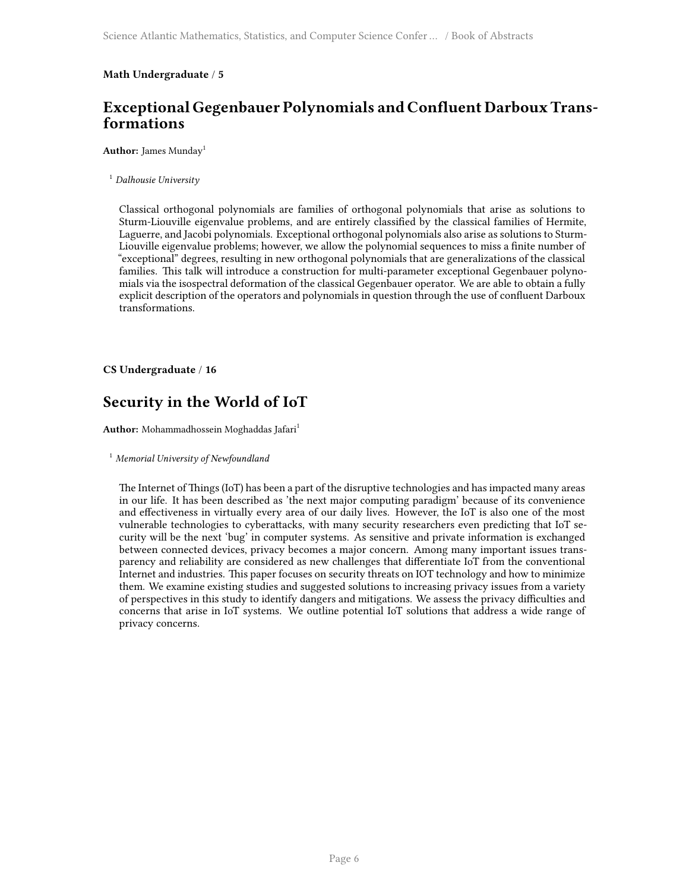**Math Undergraduate / 5**

## Exceptional Gegenbauer Polynomials and Confluent Darboux Transformations

**Author:** James Munday[1]

[1] *Dalhousie University*

Classical orthogonal polynomials are families of orthogonal polynomials that arise as solutions to Sturm-Liouville eigenvalue problems, and are entirely classified by the classical families of Hermite, Laguerre, and Jacobi polynomials. Exceptional orthogonal polynomials also arise as solutions to Sturm-Liouville eigenvalue problems; however, we allow the polynomial sequences to miss a finite number of "exceptional" degrees, resulting in new orthogonal polynomials that are generalizations of the classical families. This talk will introduce a construction for multi-parameter exceptional Gegenbauer polynomials via the isospectral deformation of the classical Gegenbauer operator. We are able to obtain a fully explicit description of the operators and polynomials in question through the use of confluent Darboux transformations.

**CS Undergraduate / 16**

## Security in the World of IoT

**Author:** Mohammadhossein Moghaddas Jafari[1]

[1] *Memorial University of Newfoundland*

The Internet of Things (IoT) has been a part of the disruptive technologies and has impacted many areas in our life. It has been described as 'the next major computing paradigm' because of its convenience and effectiveness in virtually every area of our daily lives. However, the IoT is also one of the most vulnerable technologies to cyberattacks, with many security researchers even predicting that IoT security will be the next 'bug' in computer systems. As sensitive and private information is exchanged between connected devices, privacy becomes a major concern. Among many important issues transparency and reliability are considered as new challenges that differentiate IoT from the conventional Internet and industries. This paper focuses on security threats on IOT technology and how to minimize them. We examine existing studies and suggested solutions to increasing privacy issues from a variety of perspectives in this study to identify dangers and mitigations. We assess the privacy difficulties and concerns that arise in IoT systems. We outline potential IoT solutions that address a wide range of privacy concerns.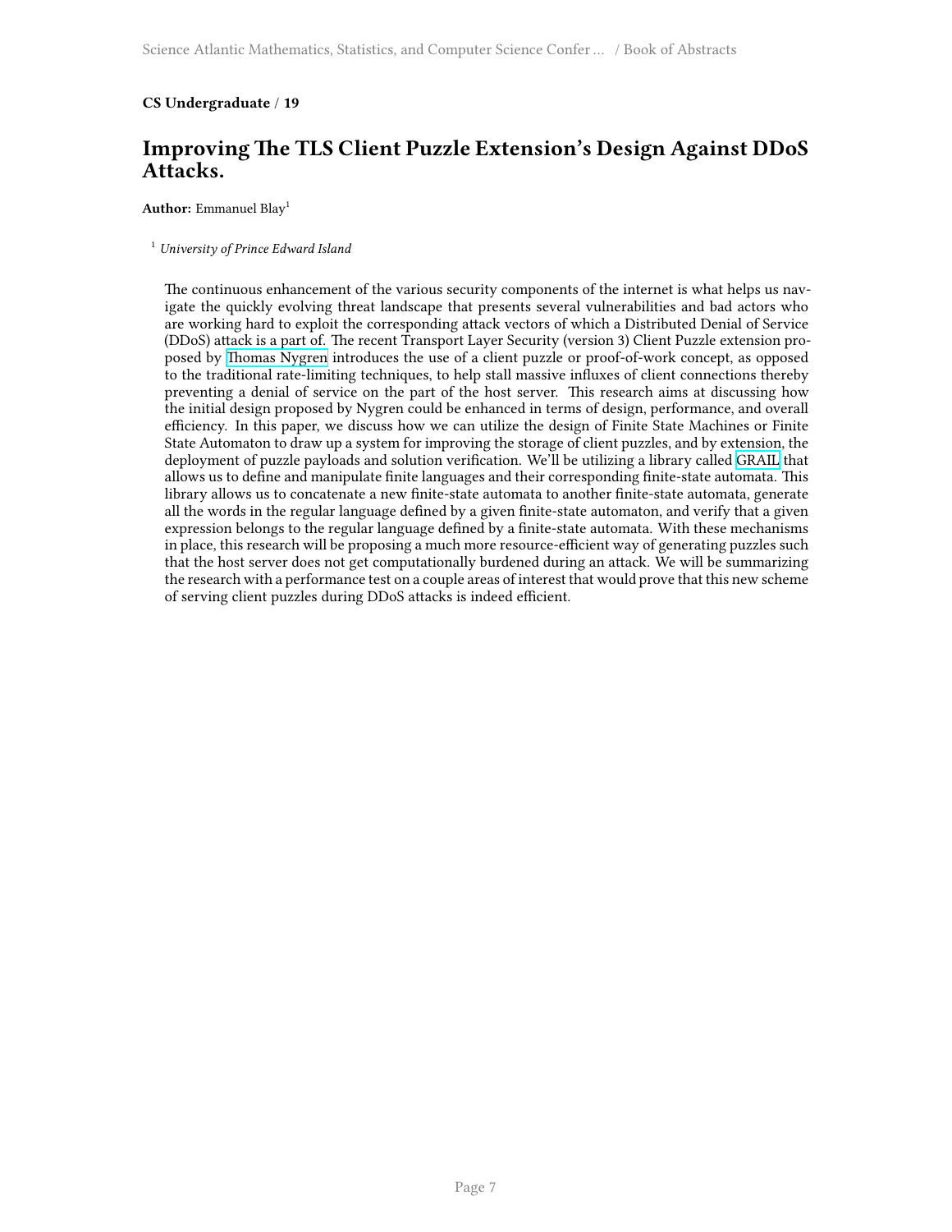**CS Undergraduate / 19**

## Improving The TLS Client Puzzle Extension's Design Against DDoS Attacks.

**Author:** Emmanuel Blay[1]

[1] *University of Prince Edward Island*

The continuous enhancement of the various security components of the internet is what helps us navigate the quickly evolving threat landscape that presents several vulnerabilities and bad actors who are working hard to exploit the corresponding attack vectors of which a Distributed Denial of Service (DDoS) attack is a part of. The recent Transport Layer Security (version 3) Client Puzzle extension proposed by Thomas Nygren introduces the use of a client puzzle or proof-of-work concept, as opposed to the traditional rate-limiting techniques, to help stall massive influxes of client connections thereby preventing a denial of service on the part of the host server. This research aims at discussing how the initial design proposed by Nygren could be enhanced in terms of design, performance, and overall efficiency. In this paper, we discuss how we can utilize the design of Finite State Machines or Finite State Automaton to draw up a system for improving the storage of client puzzles, and by extension, the deployment of puzzle payloads and solution verification. We'll be utilizing a library called GRAIL that allows us to define and manipulate finite languages and their corresponding finite-state automata. This library allows us to concatenate a new finite-state automata to another finite-state automata, generate all the words in the regular language defined by a given finite-state automaton, and verify that a given expression belongs to the regular language defined by a finite-state automata. With these mechanisms in place, this research will be proposing a much more resource-efficient way of generating puzzles such that the host server does not get computationally burdened during an attack. We will be summarizing the research with a performance test on a couple areas of interest that would prove that this new scheme of serving client puzzles during DDoS attacks is indeed efficient.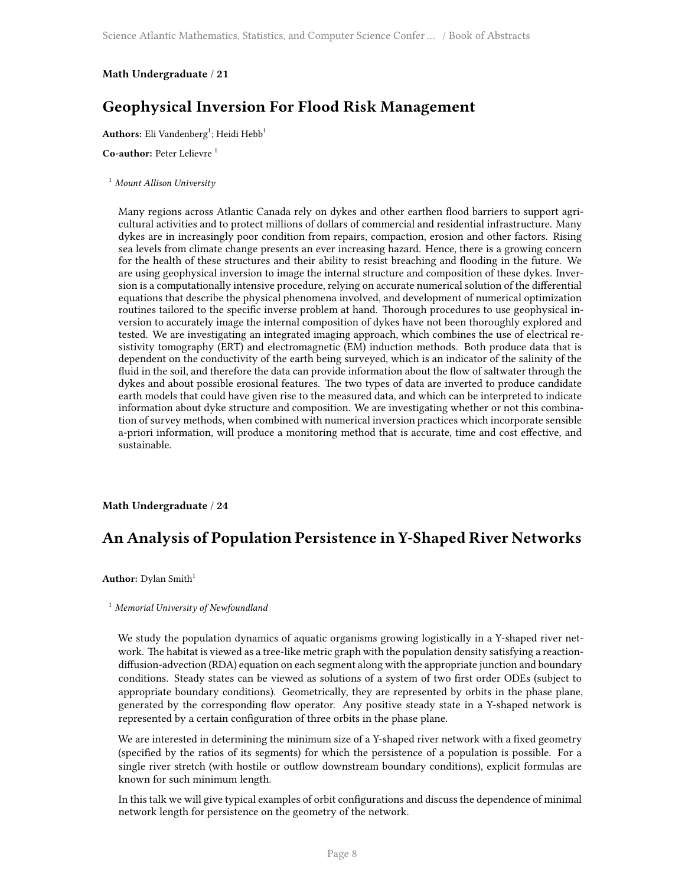**Math Undergraduate / 21**

## Geophysical Inversion For Flood Risk Management

**Authors:** Eli Vandenberg[1]; Heidi Hebb[1]

**Co-author:** Peter Lelievre [1]

[1] *Mount Allison University*

Many regions across Atlantic Canada rely on dykes and other earthen flood barriers to support agricultural activities and to protect millions of dollars of commercial and residential infrastructure. Many dykes are in increasingly poor condition from repairs, compaction, erosion and other factors. Rising sea levels from climate change presents an ever increasing hazard. Hence, there is a growing concern for the health of these structures and their ability to resist breaching and flooding in the future. We are using geophysical inversion to image the internal structure and composition of these dykes. Inversion is a computationally intensive procedure, relying on accurate numerical solution of the differential equations that describe the physical phenomena involved, and development of numerical optimization routines tailored to the specific inverse problem at hand. Thorough procedures to use geophysical inversion to accurately image the internal composition of dykes have not been thoroughly explored and tested. We are investigating an integrated imaging approach, which combines the use of electrical resistivity tomography (ERT) and electromagnetic (EM) induction methods. Both produce data that is dependent on the conductivity of the earth being surveyed, which is an indicator of the salinity of the fluid in the soil, and therefore the data can provide information about the flow of saltwater through the dykes and about possible erosional features. The two types of data are inverted to produce candidate earth models that could have given rise to the measured data, and which can be interpreted to indicate information about dyke structure and composition. We are investigating whether or not this combination of survey methods, when combined with numerical inversion practices which incorporate sensible a-priori information, will produce a monitoring method that is accurate, time and cost effective, and sustainable.

**Math Undergraduate / 24**

## An Analysis of Population Persistence in Y-Shaped River Networks

**Author:** Dylan Smith[1]

[1] *Memorial University of Newfoundland*

We study the population dynamics of aquatic organisms growing logistically in a Y-shaped river network. The habitat is viewed as a tree-like metric graph with the population density satisfying a reaction-diffusion-advection (RDA) equation on each segment along with the appropriate junction and boundary conditions. Steady states can be viewed as solutions of a system of two first order ODEs (subject to appropriate boundary conditions). Geometrically, they are represented by orbits in the phase plane, generated by the corresponding flow operator. Any positive steady state in a Y-shaped network is represented by a certain configuration of three orbits in the phase plane.

We are interested in determining the minimum size of a Y-shaped river network with a fixed geometry (specified by the ratios of its segments) for which the persistence of a population is possible. For a single river stretch (with hostile or outflow downstream boundary conditions), explicit formulas are known for such minimum length.

In this talk we will give typical examples of orbit configurations and discuss the dependence of minimal network length for persistence on the geometry of the network.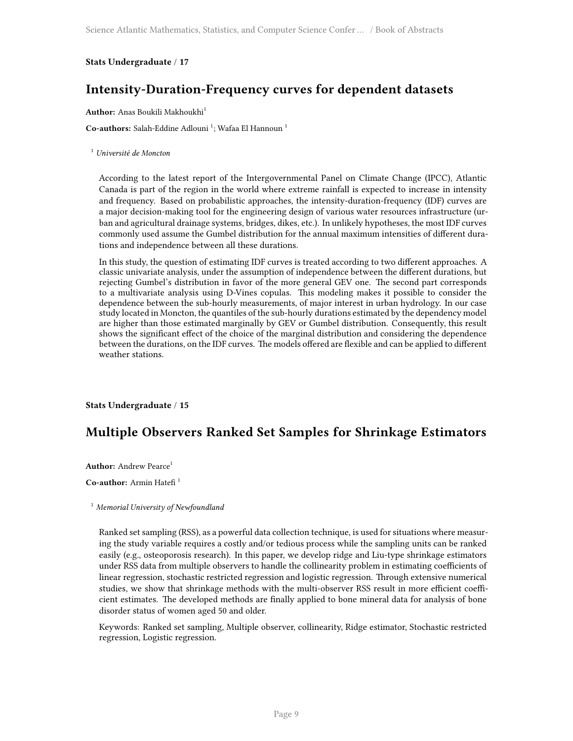**Stats Undergraduate / 17**

## Intensity-Duration-Frequency curves for dependent datasets

**Author:** Anas Boukili Makhoukhi[1]

**Co-authors:** Salah-Eddine Adlouni [1]; Wafaa El Hannoun [1]

[1] *Université de Moncton*

According to the latest report of the Intergovernmental Panel on Climate Change (IPCC), Atlantic Canada is part of the region in the world where extreme rainfall is expected to increase in intensity and frequency. Based on probabilistic approaches, the intensity-duration-frequency (IDF) curves are a major decision-making tool for the engineering design of various water resources infrastructure (urban and agricultural drainage systems, bridges, dikes, etc.). In unlikely hypotheses, the most IDF curves commonly used assume the Gumbel distribution for the annual maximum intensities of different durations and independence between all these durations.

In this study, the question of estimating IDF curves is treated according to two different approaches. A classic univariate analysis, under the assumption of independence between the different durations, but rejecting Gumbel's distribution in favor of the more general GEV one. The second part corresponds to a multivariate analysis using D-Vines copulas. This modeling makes it possible to consider the dependence between the sub-hourly measurements, of major interest in urban hydrology. In our case study located in Moncton, the quantiles of the sub-hourly durations estimated by the dependency model are higher than those estimated marginally by GEV or Gumbel distribution. Consequently, this result shows the significant effect of the choice of the marginal distribution and considering the dependence between the durations, on the IDF curves. The models offered are flexible and can be applied to different weather stations.

**Stats Undergraduate / 15**

## Multiple Observers Ranked Set Samples for Shrinkage Estimators

**Author:** Andrew Pearce[1]

**Co-author:** Armin Hatefi [1]

[1] *Memorial University of Newfoundland*

Ranked set sampling (RSS), as a powerful data collection technique, is used for situations where measuring the study variable requires a costly and/or tedious process while the sampling units can be ranked easily (e.g., osteoporosis research). In this paper, we develop ridge and Liu-type shrinkage estimators under RSS data from multiple observers to handle the collinearity problem in estimating coefficients of linear regression, stochastic restricted regression and logistic regression. Through extensive numerical studies, we show that shrinkage methods with the multi-observer RSS result in more efficient coefficient estimates. The developed methods are finally applied to bone mineral data for analysis of bone disorder status of women aged 50 and older.

Keywords: Ranked set sampling, Multiple observer, collinearity, Ridge estimator, Stochastic restricted regression, Logistic regression.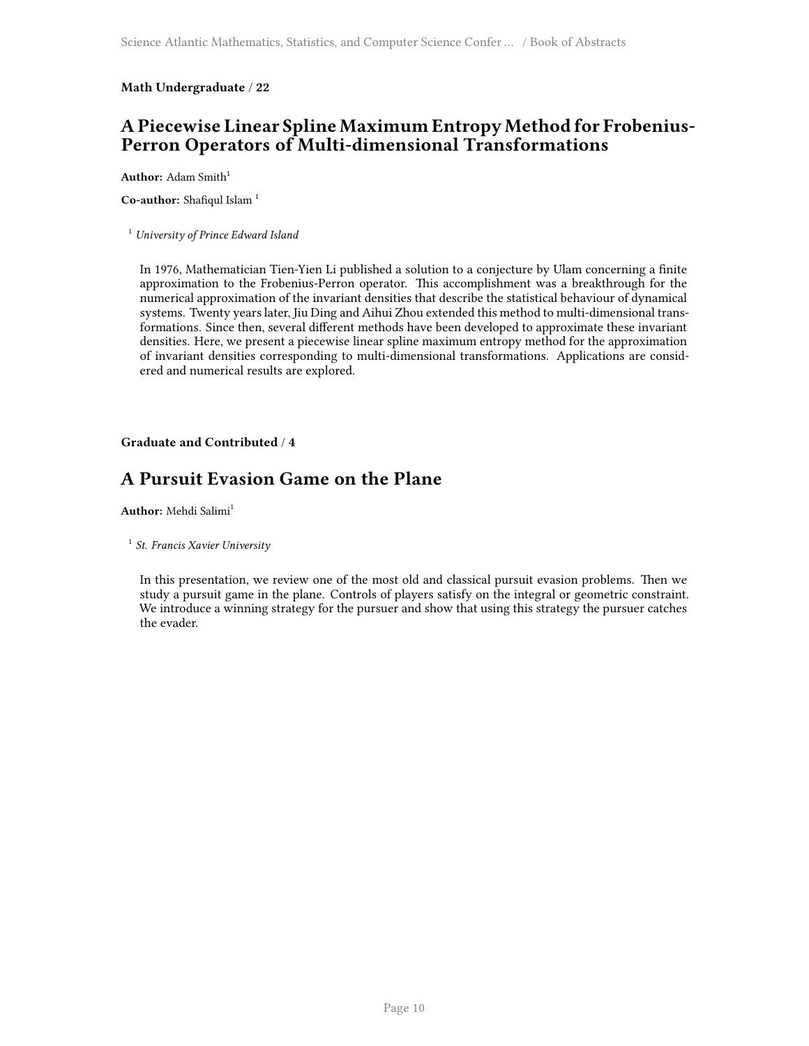**Math Undergraduate / 22**

## A Piecewise Linear Spline Maximum Entropy Method for Frobenius-Perron Operators of Multi-dimensional Transformations

**Author:** Adam Smith[1]

**Co-author:** Shafiqul Islam [1]

[1] *University of Prince Edward Island*

In 1976, Mathematician Tien-Yien Li published a solution to a conjecture by Ulam concerning a finite approximation to the Frobenius-Perron operator. This accomplishment was a breakthrough for the numerical approximation of the invariant densities that describe the statistical behaviour of dynamical systems. Twenty years later, Jiu Ding and Aihui Zhou extended this method to multi-dimensional transformations. Since then, several different methods have been developed to approximate these invariant densities. Here, we present a piecewise linear spline maximum entropy method for the approximation of invariant densities corresponding to multi-dimensional transformations. Applications are considered and numerical results are explored.

**Graduate and Contributed / 4**

## A Pursuit Evasion Game on the Plane

**Author:** Mehdi Salimi[1]

[1] *St. Francis Xavier University*

In this presentation, we review one of the most old and classical pursuit evasion problems. Then we study a pursuit game in the plane. Controls of players satisfy on the integral or geometric constraint. We introduce a winning strategy for the pursuer and show that using this strategy the pursuer catches the evader.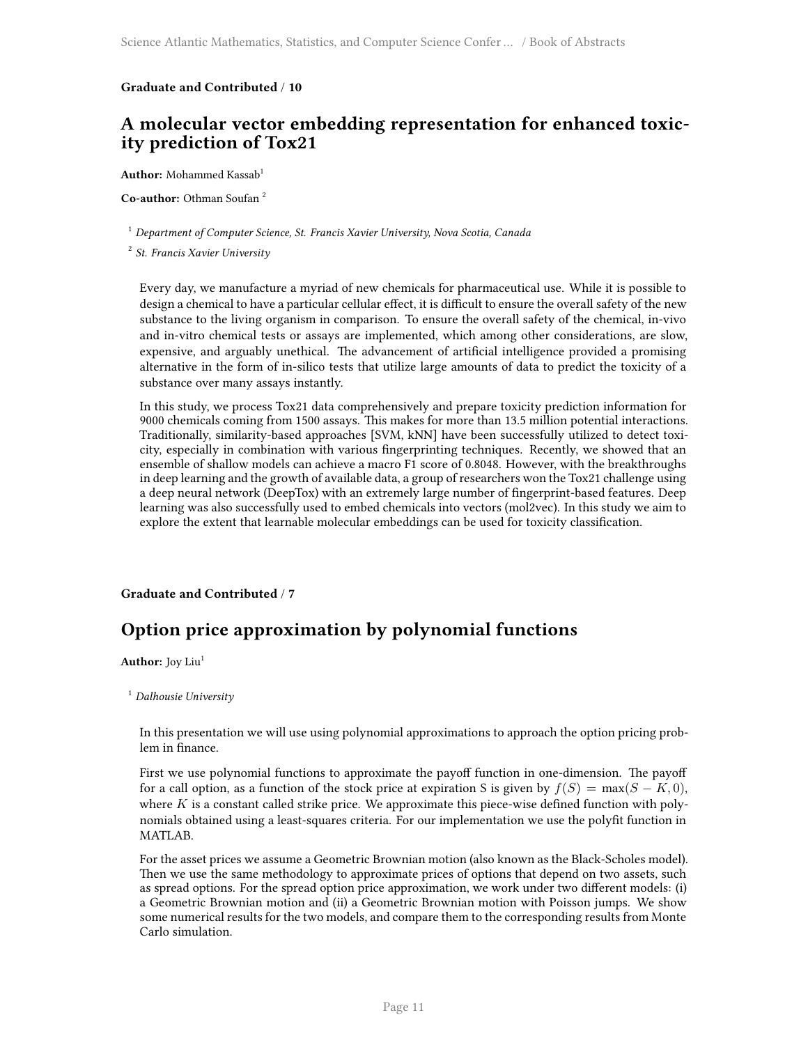**Graduate and Contributed / 10**

## A molecular vector embedding representation for enhanced toxicity prediction of Tox21

**Author:** Mohammed Kassab[1]

**Co-author:** Othman Soufan [2]

[1] *Department of Computer Science, St. Francis Xavier University, Nova Scotia, Canada*

[2] *St. Francis Xavier University*

Every day, we manufacture a myriad of new chemicals for pharmaceutical use. While it is possible to design a chemical to have a particular cellular effect, it is difficult to ensure the overall safety of the new substance to the living organism in comparison. To ensure the overall safety of the chemical, in-vivo and in-vitro chemical tests or assays are implemented, which among other considerations, are slow, expensive, and arguably unethical. The advancement of artificial intelligence provided a promising alternative in the form of in-silico tests that utilize large amounts of data to predict the toxicity of a substance over many assays instantly.

In this study, we process Tox21 data comprehensively and prepare toxicity prediction information for 9000 chemicals coming from 1500 assays. This makes for more than 13.5 million potential interactions. Traditionally, similarity-based approaches [SVM, kNN] have been successfully utilized to detect toxicity, especially in combination with various fingerprinting techniques. Recently, we showed that an ensemble of shallow models can achieve a macro F1 score of 0.8048. However, with the breakthroughs in deep learning and the growth of available data, a group of researchers won the Tox21 challenge using a deep neural network (DeepTox) with an extremely large number of fingerprint-based features. Deep learning was also successfully used to embed chemicals into vectors (mol2vec). In this study we aim to explore the extent that learnable molecular embeddings can be used for toxicity classification.

**Graduate and Contributed / 7**

## Option price approximation by polynomial functions

**Author:** Joy Liu[1]

[1] *Dalhousie University*

In this presentation we will use using polynomial approximations to approach the option pricing problem in finance.

First we use polynomial functions to approximate the payoff function in one-dimension. The payoff for a call option, as a function of the stock price at expiration S is given by $f(S) = \max(S - K, 0)$, where $K$ is a constant called strike price. We approximate this piece-wise defined function with polynomials obtained using a least-squares criteria. For our implementation we use the polyfit function in MATLAB.

For the asset prices we assume a Geometric Brownian motion (also known as the Black-Scholes model). Then we use the same methodology to approximate prices of options that depend on two assets, such as spread options. For the spread option price approximation, we work under two different models: (i) a Geometric Brownian motion and (ii) a Geometric Brownian motion with Poisson jumps. We show some numerical results for the two models, and compare them to the corresponding results from Monte Carlo simulation.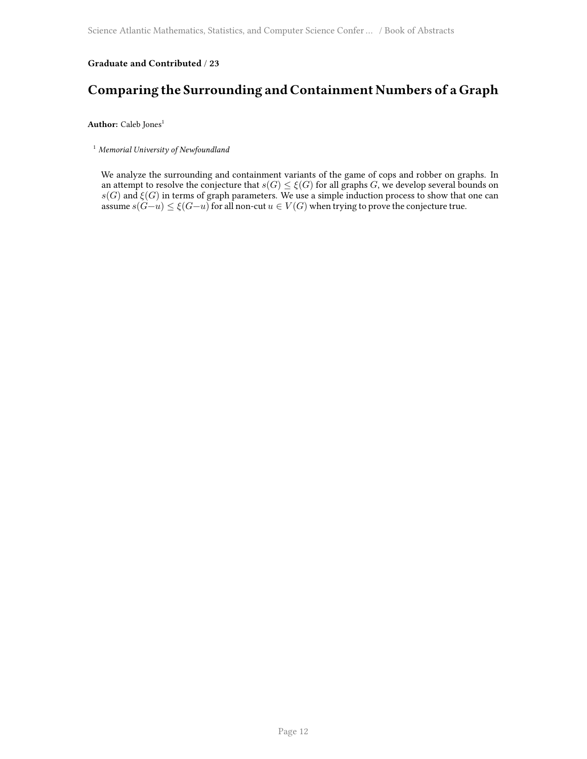**Graduate and Contributed** / **23**

## Comparing the Surrounding and Containment Numbers of a Graph

**Author:** Caleb Jones[1]

[1] *Memorial University of Newfoundland*

We analyze the surrounding and containment variants of the game of cops and robber on graphs. In an attempt to resolve the conjecture that $s(G) \leq \xi(G)$ for all graphs $G$, we develop several bounds on $s(G)$ and $\xi(G)$ in terms of graph parameters. We use a simple induction process to show that one can assume $s(G-u) \leq \xi(G-u)$ for all non-cut $u \in V(G)$ when trying to prove the conjecture true.